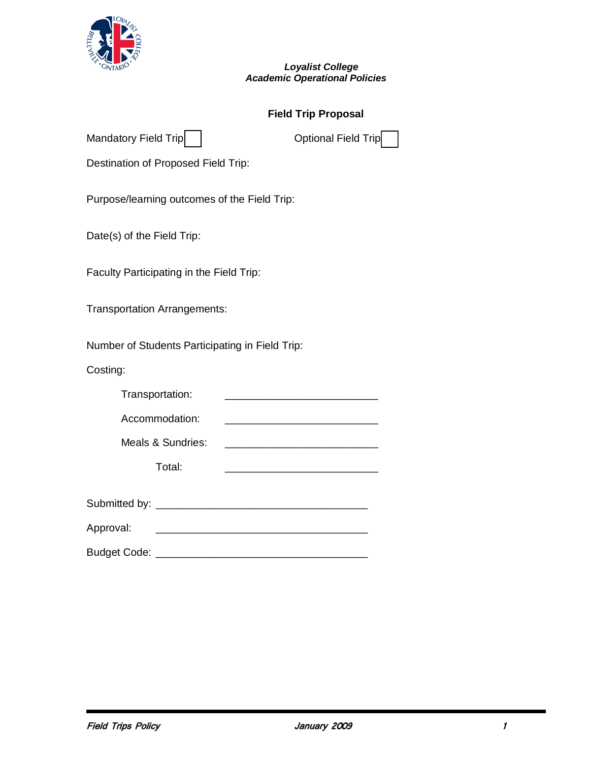***Loyalist College***
***Academic Operational Policies***

## Field Trip Proposal

Mandatory Field Trip ☐ Optional Field Trip ☐

Destination of Proposed Field Trip:

Purpose/learning outcomes of the Field Trip:

Date(s) of the Field Trip:

Faculty Participating in the Field Trip:

Transportation Arrangements:

Number of Students Participating in Field Trip:

Costing:

Transportation: ________________________

Accommodation: ________________________

Meals & Sundries: ________________________

Total: ________________________

Submitted by: ________________________________

Approval: ________________________________

Budget Code: ________________________________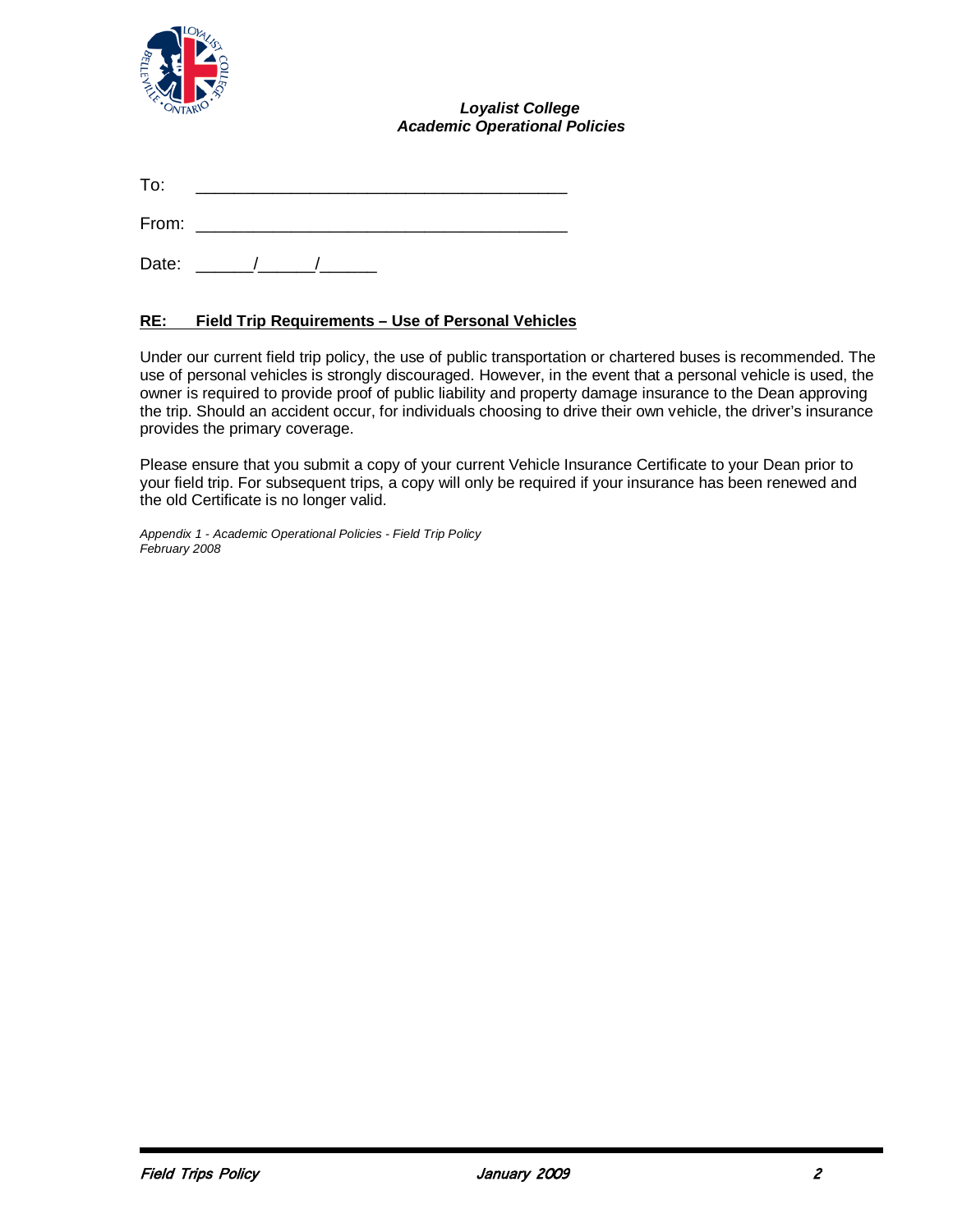***Loyalist College***
***Academic Operational Policies***

To: ______________________________________

From: ______________________________________

Date: ______/______/______

**RE: Field Trip Requirements – Use of Personal Vehicles**

Under our current field trip policy, the use of public transportation or chartered buses is recommended. The use of personal vehicles is strongly discouraged. However, in the event that a personal vehicle is used, the owner is required to provide proof of public liability and property damage insurance to the Dean approving the trip. Should an accident occur, for individuals choosing to drive their own vehicle, the driver's insurance provides the primary coverage.

Please ensure that you submit a copy of your current Vehicle Insurance Certificate to your Dean prior to your field trip. For subsequent trips, a copy will only be required if your insurance has been renewed and the old Certificate is no longer valid.

*Appendix 1 - Academic Operational Policies - Field Trip Policy*
*February 2008*